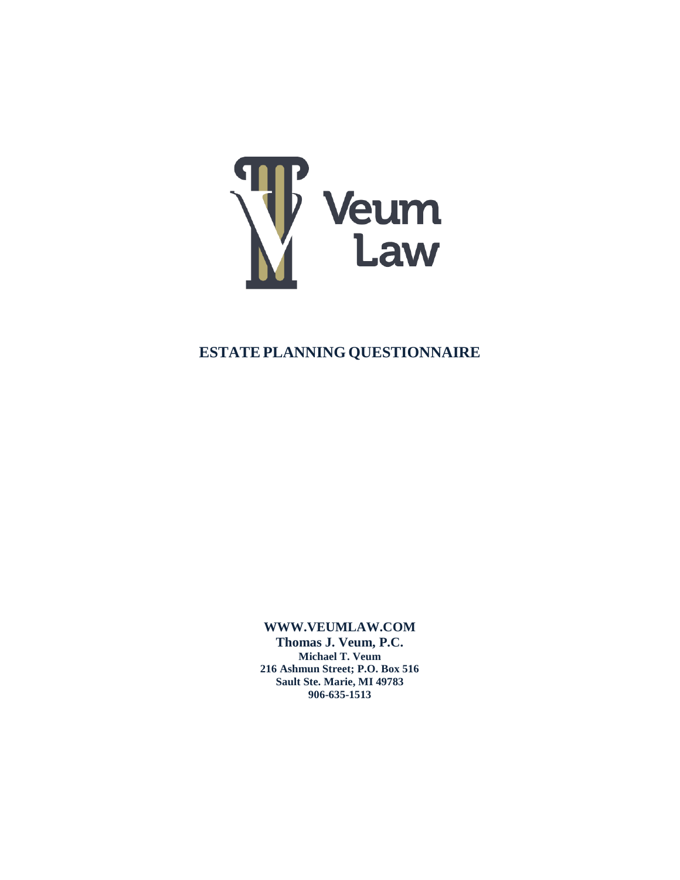Veum Law

# ESTATE PLANNING QUESTIONNAIRE

**WWW.VEUMLAW.COM**
**Thomas J. Veum, P.C.**
**Michael T. Veum**
**216 Ashmun Street; P.O. Box 516**
**Sault Ste. Marie, MI 49783**
**906-635-1513**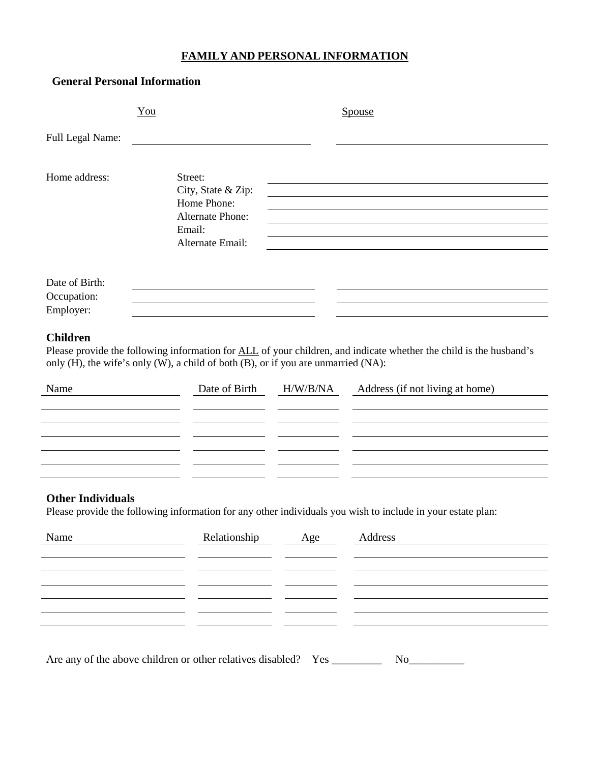# FAMILY AND PERSONAL INFORMATION

## General Personal Information

| | You | Spouse |
|---|---|---|
| Full Legal Name: | | |

Home address:

| | |
|---|---|
| Street: | |
| City, State & Zip: | |
| Home Phone: | |
| Alternate Phone: | |
| Email: | |
| Alternate Email: | |

| | You | Spouse |
|---|---|---|
| Date of Birth: | | |
| Occupation: | | |
| Employer: | | |

## Children

Please provide the following information for ALL of your children, and indicate whether the child is the husband's only (H), the wife's only (W), a child of both (B), or if you are unmarried (NA):

| Name | Date of Birth | H/W/B/NA | Address (if not living at home) |
|---|---|---|---|
| | | | |
| | | | |
| | | | |
| | | | |
| | | | |
| | | | |

## Other Individuals

Please provide the following information for any other individuals you wish to include in your estate plan:

| Name | Relationship | Age | Address |
|---|---|---|---|
| | | | |
| | | | |
| | | | |
| | | | |
| | | | |
| | | | |

Are any of the above children or other relatives disabled? Yes _________ No__________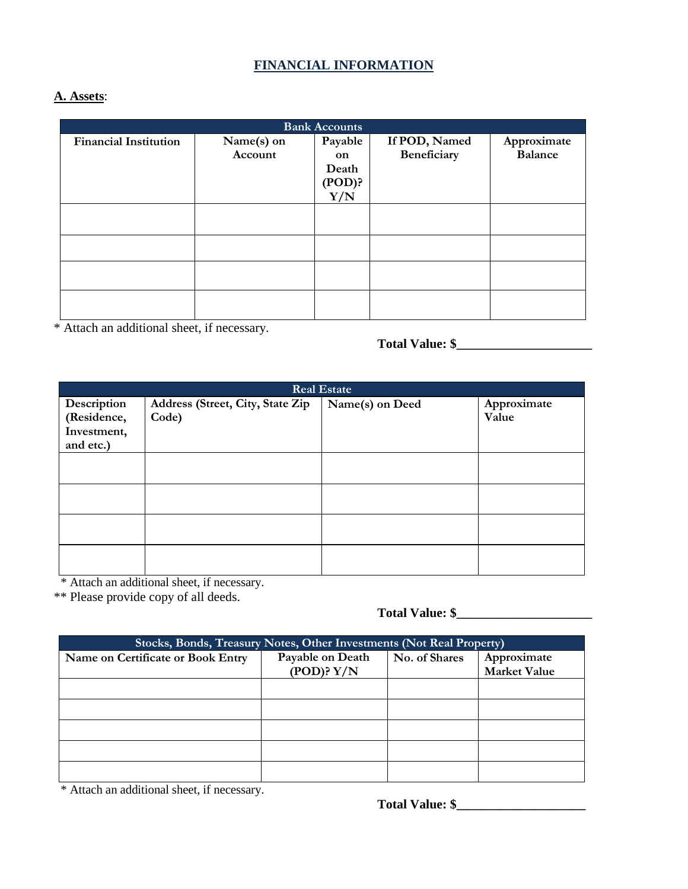## FINANCIAL INFORMATION

**A. Assets**:

| Bank Accounts | | | | |
|---|---|---|---|---|
| **Financial Institution** | **Name(s) on Account** | **Payable on Death (POD)? Y/N** | **If POD, Named Beneficiary** | **Approximate Balance** |
| | | | | |
| | | | | |
| | | | | |
| | | | | |

* Attach an additional sheet, if necessary.

**Total Value: $____________________**

| Real Estate | | | |
|---|---|---|---|
| **Description (Residence, Investment, and etc.)** | **Address (Street, City, State Zip Code)** | **Name(s) on Deed** | **Approximate Value** |
| | | | |
| | | | |
| | | | |
| | | | |

* Attach an additional sheet, if necessary.
** Please provide copy of all deeds.

**Total Value: $____________________**

| Stocks, Bonds, Treasury Notes, Other Investments (Not Real Property) | | | |
|---|---|---|---|
| **Name on Certificate or Book Entry** | **Payable on Death (POD)? Y/N** | **No. of Shares** | **Approximate Market Value** |
| | | | |
| | | | |
| | | | |
| | | | |
| | | | |

* Attach an additional sheet, if necessary.

**Total Value: $___________________**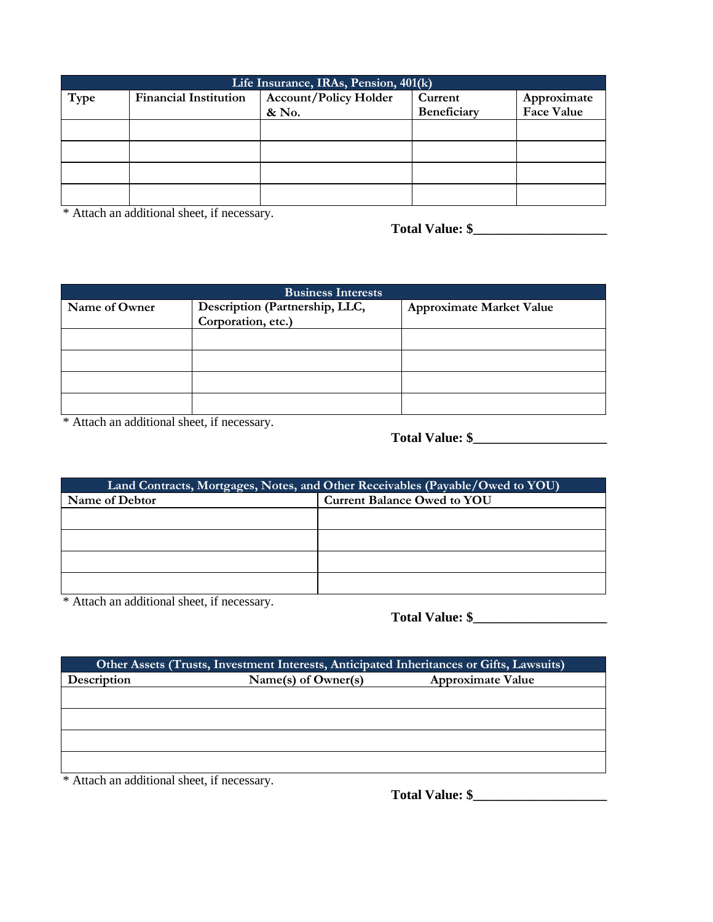| Life Insurance, IRAs, Pension, 401(k) | | | | |
|---|---|---|---|---|
| **Type** | **Financial Institution** | **Account/Policy Holder & No.** | **Current Beneficiary** | **Approximate Face Value** |
| | | | | |
| | | | | |
| | | | | |
| | | | | |

\* Attach an additional sheet, if necessary.

**Total Value: $____________________**

| Business Interests | | |
|---|---|---|
| **Name of Owner** | **Description (Partnership, LLC, Corporation, etc.)** | **Approximate Market Value** |
| | | |
| | | |
| | | |
| | | |

\* Attach an additional sheet, if necessary.

**Total Value: $____________________**

| Land Contracts, Mortgages, Notes, and Other Receivables (Payable/Owed to YOU) | |
|---|---|
| **Name of Debtor** | **Current Balance Owed to YOU** |
| | |
| | |
| | |
| | |

\* Attach an additional sheet, if necessary.

**Total Value: $____________________**

| Other Assets (Trusts, Investment Interests, Anticipated Inheritances or Gifts, Lawsuits) | | |
|---|---|---|
| **Description** | **Name(s) of Owner(s)** | **Approximate Value** |
| | | |
| | | |
| | | |
| | | |

\* Attach an additional sheet, if necessary.

**Total Value: $____________________**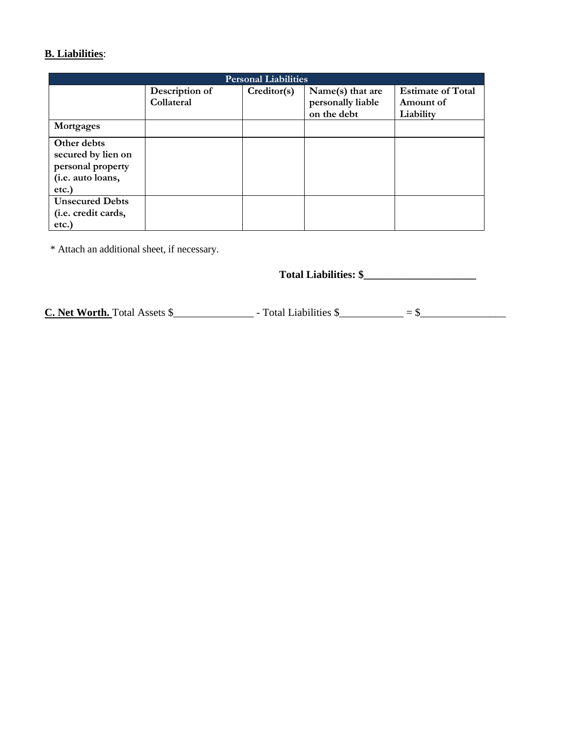**<u>B. Liabilities</u>**:

| Personal Liabilities | | | | |
|---|---|---|---|---|
| | **Description of Collateral** | **Creditor(s)** | **Name(s) that are personally liable on the debt** | **Estimate of Total Amount of Liability** |
| **Mortgages** | | | | |
| **Other debts secured by lien on personal property (i.e. auto loans, etc.)** | | | | |
| **Unsecured Debts (i.e. credit cards, etc.)** | | | | |

* Attach an additional sheet, if necessary.

**Total Liabilities: $____________________**

**<u>C. Net Worth.</u>** Total Assets $_______________ - Total Liabilities $____________ = $________________